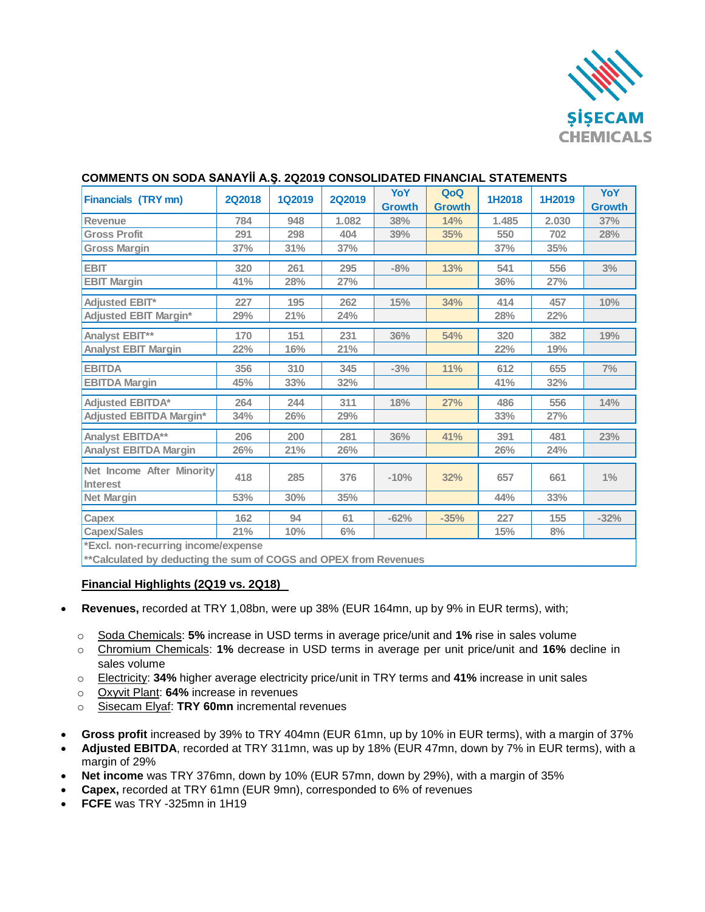## COMMENTS ON SODA SANAYİİ A.Ş. 2Q2019 CONSOLIDATED FINANCIAL STATEMENTS

| Financials (TRY mn) | 2Q2018 | 1Q2019 | 2Q2019 | YoY Growth | QoQ Growth | 1H2018 | 1H2019 | YoY Growth |
|---|---|---|---|---|---|---|---|---|
| Revenue | 784 | 948 | 1.082 | 38% | 14% | 1.485 | 2.030 | 37% |
| Gross Profit | 291 | 298 | 404 | 39% | 35% | 550 | 702 | 28% |
| Gross Margin | 37% | 31% | 37% | | | 37% | 35% | |
| EBIT | 320 | 261 | 295 | -8% | 13% | 541 | 556 | 3% |
| EBIT Margin | 41% | 28% | 27% | | | 36% | 27% | |
| Adjusted EBIT* | 227 | 195 | 262 | 15% | 34% | 414 | 457 | 10% |
| Adjusted EBIT Margin* | 29% | 21% | 24% | | | 28% | 22% | |
| Analyst EBIT** | 170 | 151 | 231 | 36% | 54% | 320 | 382 | 19% |
| Analyst EBIT Margin | 22% | 16% | 21% | | | 22% | 19% | |
| EBITDA | 356 | 310 | 345 | -3% | 11% | 612 | 655 | 7% |
| EBITDA Margin | 45% | 33% | 32% | | | 41% | 32% | |
| Adjusted EBITDA* | 264 | 244 | 311 | 18% | 27% | 486 | 556 | 14% |
| Adjusted EBITDA Margin* | 34% | 26% | 29% | | | 33% | 27% | |
| Analyst EBITDA** | 206 | 200 | 281 | 36% | 41% | 391 | 481 | 23% |
| Analyst EBITDA Margin | 26% | 21% | 26% | | | 26% | 24% | |
| Net Income After Minority Interest | 418 | 285 | 376 | -10% | 32% | 657 | 661 | 1% |
| Net Margin | 53% | 30% | 35% | | | 44% | 33% | |
| Capex | 162 | 94 | 61 | -62% | -35% | 227 | 155 | -32% |
| Capex/Sales | 21% | 10% | 6% | | | 15% | 8% | |

*Excl. non-recurring income/expense

**Calculated by deducting the sum of COGS and OPEX from Revenues

### Financial Highlights (2Q19 vs. 2Q18)

- **Revenues,** recorded at TRY 1,08bn, were up 38% (EUR 164mn, up by 9% in EUR terms), with;
  - Soda Chemicals: **5%** increase in USD terms in average price/unit and **1%** rise in sales volume
  - Chromium Chemicals: **1%** decrease in USD terms in average per unit price/unit and **16%** decline in sales volume
  - Electricity: **34%** higher average electricity price/unit in TRY terms and **41%** increase in unit sales
  - Oxyvit Plant: **64%** increase in revenues
  - Sisecam Elyaf: **TRY 60mn** incremental revenues

- **Gross profit** increased by 39% to TRY 404mn (EUR 61mn, up by 10% in EUR terms), with a margin of 37%
- **Adjusted EBITDA**, recorded at TRY 311mn, was up by 18% (EUR 47mn, down by 7% in EUR terms), with a margin of 29%
- **Net income** was TRY 376mn, down by 10% (EUR 57mn, down by 29%), with a margin of 35%
- **Capex,** recorded at TRY 61mn (EUR 9mn), corresponded to 6% of revenues
- **FCFE** was TRY -325mn in 1H19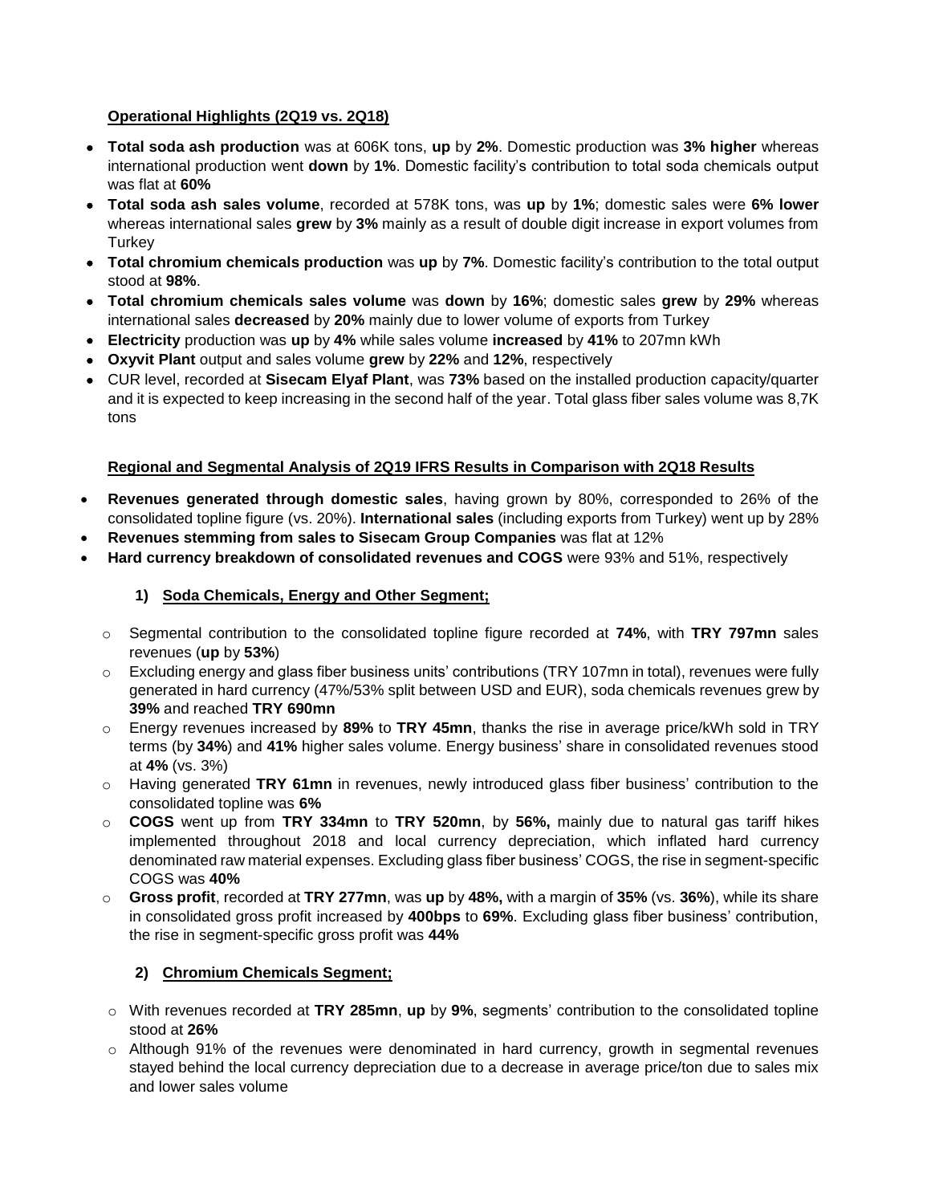**Operational Highlights (2Q19 vs. 2Q18)**

- **Total soda ash production** was at 606K tons, **up** by **2%**. Domestic production was **3% higher** whereas international production went **down** by **1%**. Domestic facility's contribution to total soda chemicals output was flat at **60%**
- **Total soda ash sales volume**, recorded at 578K tons, was **up** by **1%**; domestic sales were **6% lower** whereas international sales **grew** by **3%** mainly as a result of double digit increase in export volumes from Turkey
- **Total chromium chemicals production** was **up** by **7%**. Domestic facility's contribution to the total output stood at **98%**.
- **Total chromium chemicals sales volume** was **down** by **16%**; domestic sales **grew** by **29%** whereas international sales **decreased** by **20%** mainly due to lower volume of exports from Turkey
- **Electricity** production was **up** by **4%** while sales volume **increased** by **41%** to 207mn kWh
- **Oxyvit Plant** output and sales volume **grew** by **22%** and **12%**, respectively
- CUR level, recorded at **Sisecam Elyaf Plant**, was **73%** based on the installed production capacity/quarter and it is expected to keep increasing in the second half of the year. Total glass fiber sales volume was 8,7K tons

**Regional and Segmental Analysis of 2Q19 IFRS Results in Comparison with 2Q18 Results**

- **Revenues generated through domestic sales**, having grown by 80%, corresponded to 26% of the consolidated topline figure (vs. 20%). **International sales** (including exports from Turkey) went up by 28%
- **Revenues stemming from sales to Sisecam Group Companies** was flat at 12%
- **Hard currency breakdown of consolidated revenues and COGS** were 93% and 51%, respectively

**1) Soda Chemicals, Energy and Other Segment;**

- Segmental contribution to the consolidated topline figure recorded at **74%**, with **TRY 797mn** sales revenues (**up** by **53%**)
- Excluding energy and glass fiber business units' contributions (TRY 107mn in total), revenues were fully generated in hard currency (47%/53% split between USD and EUR), soda chemicals revenues grew by **39%** and reached **TRY 690mn**
- Energy revenues increased by **89%** to **TRY 45mn**, thanks the rise in average price/kWh sold in TRY terms (by **34%**) and **41%** higher sales volume. Energy business' share in consolidated revenues stood at **4%** (vs. 3%)
- Having generated **TRY 61mn** in revenues, newly introduced glass fiber business' contribution to the consolidated topline was **6%**
- **COGS** went up from **TRY 334mn** to **TRY 520mn**, by **56%,** mainly due to natural gas tariff hikes implemented throughout 2018 and local currency depreciation, which inflated hard currency denominated raw material expenses. Excluding glass fiber business' COGS, the rise in segment-specific COGS was **40%**
- **Gross profit**, recorded at **TRY 277mn**, was **up** by **48%,** with a margin of **35%** (vs. **36%**), while its share in consolidated gross profit increased by **400bps** to **69%**. Excluding glass fiber business' contribution, the rise in segment-specific gross profit was **44%**

**2) Chromium Chemicals Segment;**

- With revenues recorded at **TRY 285mn**, **up** by **9%**, segments' contribution to the consolidated topline stood at **26%**
- Although 91% of the revenues were denominated in hard currency, growth in segmental revenues stayed behind the local currency depreciation due to a decrease in average price/ton due to sales mix and lower sales volume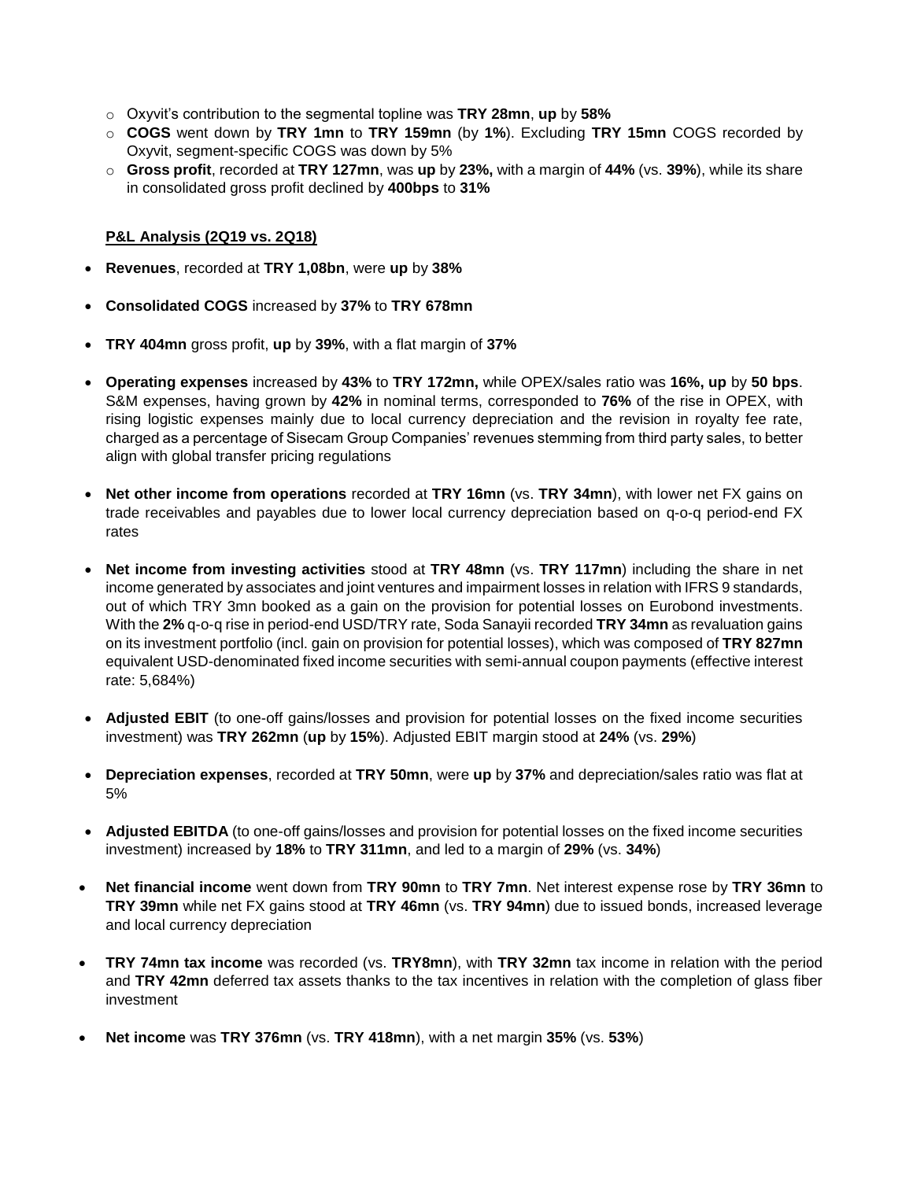- Oxyvit's contribution to the segmental topline was **TRY 28mn**, **up** by **58%**
- **COGS** went down by **TRY 1mn** to **TRY 159mn** (by **1%**). Excluding **TRY 15mn** COGS recorded by Oxyvit, segment-specific COGS was down by 5%
- **Gross profit**, recorded at **TRY 127mn**, was **up** by **23%,** with a margin of **44%** (vs. **39%**), while its share in consolidated gross profit declined by **400bps** to **31%**

**P&L Analysis (2Q19 vs. 2Q18)**

- **Revenues**, recorded at **TRY 1,08bn**, were **up** by **38%**
- **Consolidated COGS** increased by **37%** to **TRY 678mn**
- **TRY 404mn** gross profit, **up** by **39%**, with a flat margin of **37%**
- **Operating expenses** increased by **43%** to **TRY 172mn,** while OPEX/sales ratio was **16%, up** by **50 bps**. S&M expenses, having grown by **42%** in nominal terms, corresponded to **76%** of the rise in OPEX, with rising logistic expenses mainly due to local currency depreciation and the revision in royalty fee rate, charged as a percentage of Sisecam Group Companies' revenues stemming from third party sales, to better align with global transfer pricing regulations
- **Net other income from operations** recorded at **TRY 16mn** (vs. **TRY 34mn**), with lower net FX gains on trade receivables and payables due to lower local currency depreciation based on q-o-q period-end FX rates
- **Net income from investing activities** stood at **TRY 48mn** (vs. **TRY 117mn**) including the share in net income generated by associates and joint ventures and impairment losses in relation with IFRS 9 standards, out of which TRY 3mn booked as a gain on the provision for potential losses on Eurobond investments. With the **2%** q-o-q rise in period-end USD/TRY rate, Soda Sanayii recorded **TRY 34mn** as revaluation gains on its investment portfolio (incl. gain on provision for potential losses), which was composed of **TRY 827mn** equivalent USD-denominated fixed income securities with semi-annual coupon payments (effective interest rate: 5,684%)
- **Adjusted EBIT** (to one-off gains/losses and provision for potential losses on the fixed income securities investment) was **TRY 262mn** (**up** by **15%**). Adjusted EBIT margin stood at **24%** (vs. **29%**)
- **Depreciation expenses**, recorded at **TRY 50mn**, were **up** by **37%** and depreciation/sales ratio was flat at 5%
- **Adjusted EBITDA** (to one-off gains/losses and provision for potential losses on the fixed income securities investment) increased by **18%** to **TRY 311mn**, and led to a margin of **29%** (vs. **34%**)
- **Net financial income** went down from **TRY 90mn** to **TRY 7mn**. Net interest expense rose by **TRY 36mn** to **TRY 39mn** while net FX gains stood at **TRY 46mn** (vs. **TRY 94mn**) due to issued bonds, increased leverage and local currency depreciation
- **TRY 74mn tax income** was recorded (vs. **TRY8mn**), with **TRY 32mn** tax income in relation with the period and **TRY 42mn** deferred tax assets thanks to the tax incentives in relation with the completion of glass fiber investment
- **Net income** was **TRY 376mn** (vs. **TRY 418mn**), with a net margin **35%** (vs. **53%**)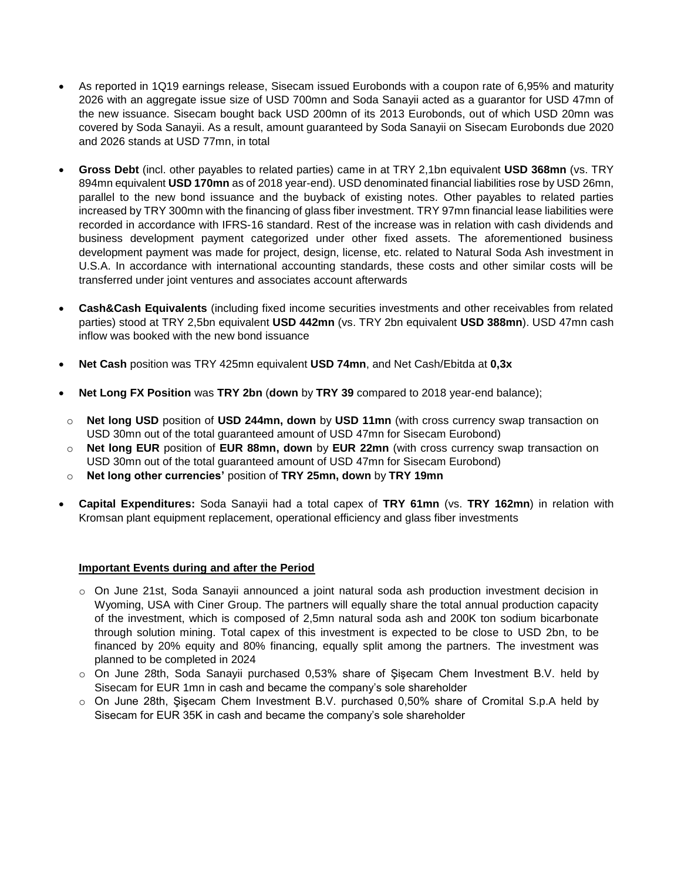- As reported in 1Q19 earnings release, Sisecam issued Eurobonds with a coupon rate of 6,95% and maturity 2026 with an aggregate issue size of USD 700mn and Soda Sanayii acted as a guarantor for USD 47mn of the new issuance. Sisecam bought back USD 200mn of its 2013 Eurobonds, out of which USD 20mn was covered by Soda Sanayii. As a result, amount guaranteed by Soda Sanayii on Sisecam Eurobonds due 2020 and 2026 stands at USD 77mn, in total

- **Gross Debt** (incl. other payables to related parties) came in at TRY 2,1bn equivalent **USD 368mn** (vs. TRY 894mn equivalent **USD 170mn** as of 2018 year-end). USD denominated financial liabilities rose by USD 26mn, parallel to the new bond issuance and the buyback of existing notes. Other payables to related parties increased by TRY 300mn with the financing of glass fiber investment. TRY 97mn financial lease liabilities were recorded in accordance with IFRS-16 standard. Rest of the increase was in relation with cash dividends and business development payment categorized under other fixed assets. The aforementioned business development payment was made for project, design, license, etc. related to Natural Soda Ash investment in U.S.A. In accordance with international accounting standards, these costs and other similar costs will be transferred under joint ventures and associates account afterwards

- **Cash&Cash Equivalents** (including fixed income securities investments and other receivables from related parties) stood at TRY 2,5bn equivalent **USD 442mn** (vs. TRY 2bn equivalent **USD 388mn**). USD 47mn cash inflow was booked with the new bond issuance

- **Net Cash** position was TRY 425mn equivalent **USD 74mn**, and Net Cash/Ebitda at **0,3x**

- **Net Long FX Position** was **TRY 2bn** (**down** by **TRY 39** compared to 2018 year-end balance);
  - **Net long USD** position of **USD 244mn, down** by **USD 11mn** (with cross currency swap transaction on USD 30mn out of the total guaranteed amount of USD 47mn for Sisecam Eurobond)
  - **Net long EUR** position of **EUR 88mn, down** by **EUR 22mn** (with cross currency swap transaction on USD 30mn out of the total guaranteed amount of USD 47mn for Sisecam Eurobond)
  - **Net long other currencies'** position of **TRY 25mn, down** by **TRY 19mn**

- **Capital Expenditures:** Soda Sanayii had a total capex of **TRY 61mn** (vs. **TRY 162mn**) in relation with Kromsan plant equipment replacement, operational efficiency and glass fiber investments

**Important Events during and after the Period**

- On June 21st, Soda Sanayii announced a joint natural soda ash production investment decision in Wyoming, USA with Ciner Group. The partners will equally share the total annual production capacity of the investment, which is composed of 2,5mn natural soda ash and 200K ton sodium bicarbonate through solution mining. Total capex of this investment is expected to be close to USD 2bn, to be financed by 20% equity and 80% financing, equally split among the partners. The investment was planned to be completed in 2024
- On June 28th, Soda Sanayii purchased 0,53% share of Şişecam Chem Investment B.V. held by Sisecam for EUR 1mn in cash and became the company's sole shareholder
- On June 28th, Şişecam Chem Investment B.V. purchased 0,50% share of Cromital S.p.A held by Sisecam for EUR 35K in cash and became the company's sole shareholder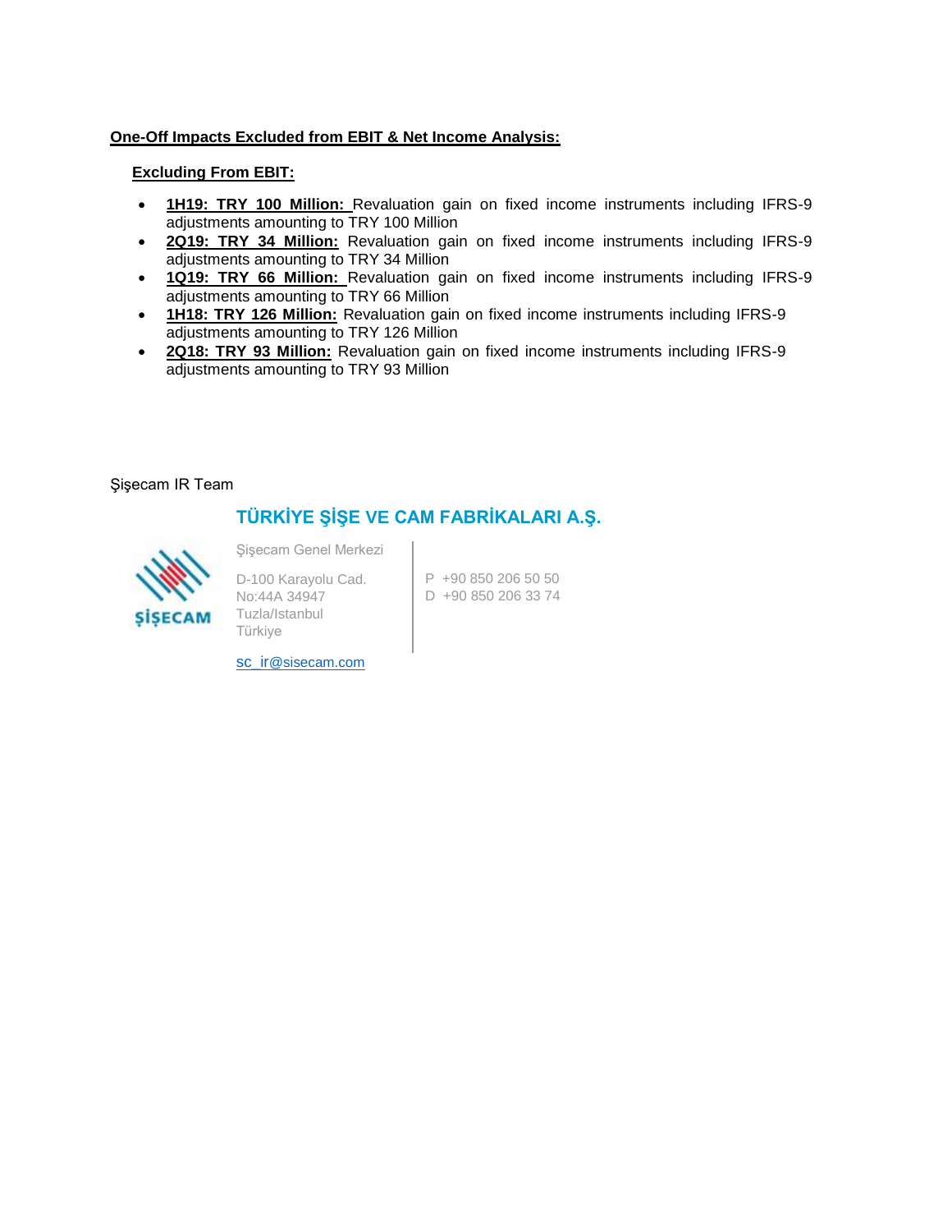**One-Off Impacts Excluded from EBIT & Net Income Analysis:**

**Excluding From EBIT:**

- **1H19: TRY 100 Million:** Revaluation gain on fixed income instruments including IFRS-9 adjustments amounting to TRY 100 Million
- **2Q19: TRY 34 Million:** Revaluation gain on fixed income instruments including IFRS-9 adjustments amounting to TRY 34 Million
- **1Q19: TRY 66 Million:** Revaluation gain on fixed income instruments including IFRS-9 adjustments amounting to TRY 66 Million
- **1H18: TRY 126 Million:** Revaluation gain on fixed income instruments including IFRS-9 adjustments amounting to TRY 126 Million
- **2Q18: TRY 93 Million:** Revaluation gain on fixed income instruments including IFRS-9 adjustments amounting to TRY 93 Million

Şişecam IR Team

**TÜRKİYE ŞİŞE VE CAM FABRİKALARI A.Ş.**

ŞİŞECAM

Şişecam Genel Merkezi

D-100 Karayolu Cad.
No:44A 34947
Tuzla/Istanbul
Türkiye

P +90 850 206 50 50
D +90 850 206 33 74

sc_ir@sisecam.com